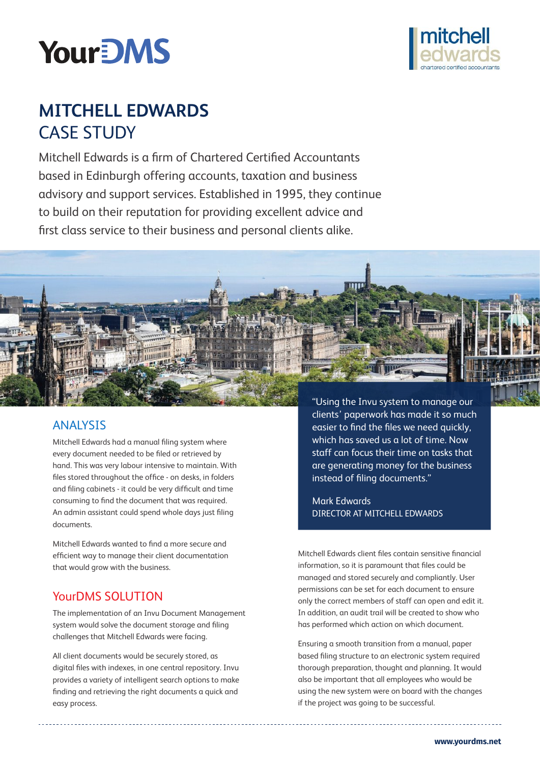YourDMS

mitchell edwards
chartered certified accountants

# MITCHELL EDWARDS
# CASE STUDY

Mitchell Edwards is a firm of Chartered Certified Accountants based in Edinburgh offering accounts, taxation and business advisory and support services. Established in 1995, they continue to build on their reputation for providing excellent advice and first class service to their business and personal clients alike.

## ANALYSIS

Mitchell Edwards had a manual filing system where every document needed to be filed or retrieved by hand. This was very labour intensive to maintain. With files stored throughout the office - on desks, in folders and filing cabinets - it could be very difficult and time consuming to find the document that was required. An admin assistant could spend whole days just filing documents.

Mitchell Edwards wanted to find a more secure and efficient way to manage their client documentation that would grow with the business.

## YourDMS SOLUTION

The implementation of an Invu Document Management system would solve the document storage and filing challenges that Mitchell Edwards were facing.

All client documents would be securely stored, as digital files with indexes, in one central repository. Invu provides a variety of intelligent search options to make finding and retrieving the right documents a quick and easy process.

> "Using the Invu system to manage our clients' paperwork has made it so much easier to find the files we need quickly, which has saved us a lot of time. Now staff can focus their time on tasks that are generating money for the business instead of filing documents."
>
> Mark Edwards
> DIRECTOR AT MITCHELL EDWARDS

Mitchell Edwards client files contain sensitive financial information, so it is paramount that files could be managed and stored securely and compliantly. User permissions can be set for each document to ensure only the correct members of staff can open and edit it. In addition, an audit trail will be created to show who has performed which action on which document.

Ensuring a smooth transition from a manual, paper based filing structure to an electronic system required thorough preparation, thought and planning. It would also be important that all employees who would be using the new system were on board with the changes if the project was going to be successful.

www.yourdms.net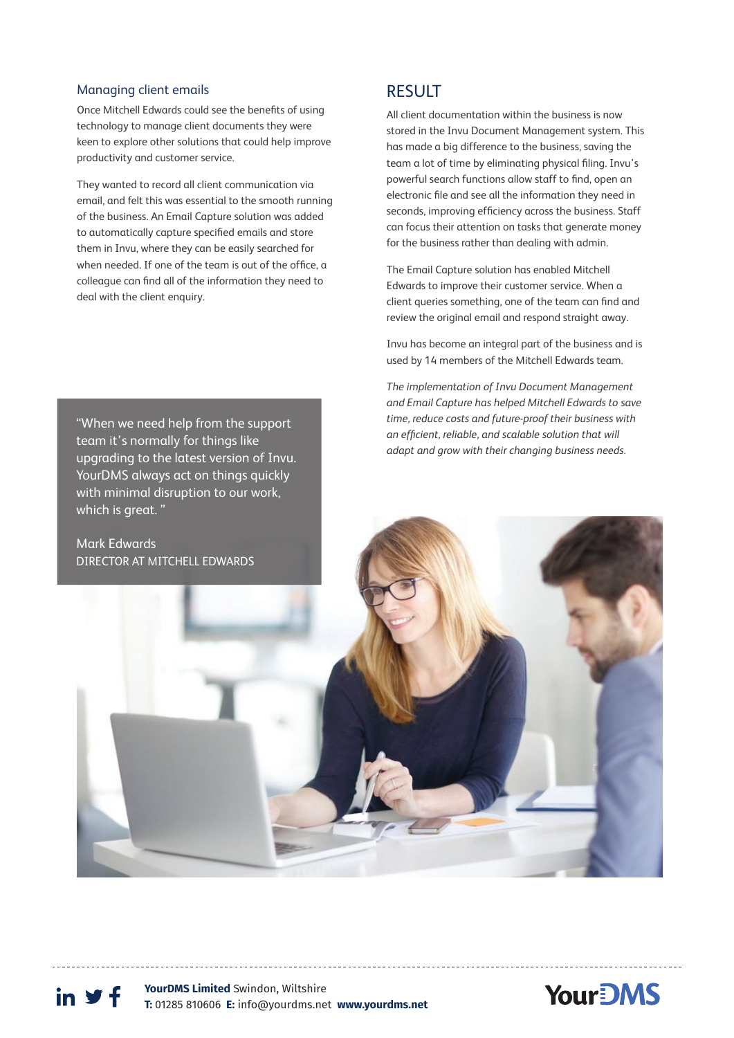### Managing client emails

Once Mitchell Edwards could see the benefits of using technology to manage client documents they were keen to explore other solutions that could help improve productivity and customer service.

They wanted to record all client communication via email, and felt this was essential to the smooth running of the business. An Email Capture solution was added to automatically capture specified emails and store them in Invu, where they can be easily searched for when needed. If one of the team is out of the office, a colleague can find all of the information they need to deal with the client enquiry.

> "When we need help from the support team it's normally for things like upgrading to the latest version of Invu. YourDMS always act on things quickly with minimal disruption to our work, which is great. "
>
> Mark Edwards
> DIRECTOR AT MITCHELL EDWARDS

## RESULT

All client documentation within the business is now stored in the Invu Document Management system. This has made a big difference to the business, saving the team a lot of time by eliminating physical filing. Invu's powerful search functions allow staff to find, open an electronic file and see all the information they need in seconds, improving efficiency across the business. Staff can focus their attention on tasks that generate money for the business rather than dealing with admin.

The Email Capture solution has enabled Mitchell Edwards to improve their customer service. When a client queries something, one of the team can find and review the original email and respond straight away.

Invu has become an integral part of the business and is used by 14 members of the Mitchell Edwards team.

*The implementation of Invu Document Management and Email Capture has helped Mitchell Edwards to save time, reduce costs and future-proof their business with an efficient, reliable, and scalable solution that will adapt and grow with their changing business needs.*

**YourDMS Limited** Swindon, Wiltshire
**T:** 01285 810606 **E:** info@yourdms.net **www.yourdms.net**